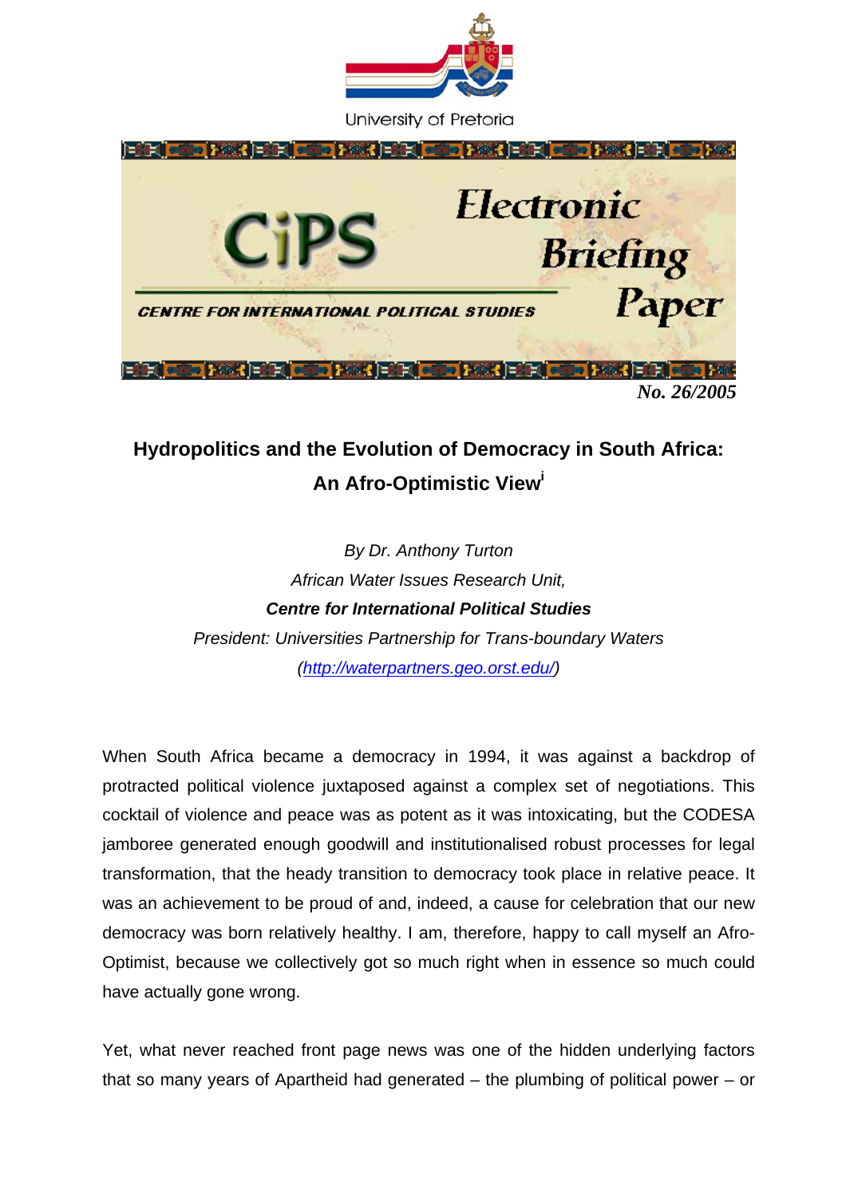University of Pretoria

CiPS — CENTRE FOR INTERNATIONAL POLITICAL STUDIES

Electronic Briefing Paper

*No. 26/2005*

# Hydropolitics and the Evolution of Democracy in South Africa: An Afro-Optimistic View[i]

*By Dr. Anthony Turton*
*African Water Issues Research Unit,*
***Centre for International Political Studies***
*President: Universities Partnership for Trans-boundary Waters*
*([http://waterpartners.geo.orst.edu/](http://waterpartners.geo.orst.edu/))*

When South Africa became a democracy in 1994, it was against a backdrop of protracted political violence juxtaposed against a complex set of negotiations. This cocktail of violence and peace was as potent as it was intoxicating, but the CODESA jamboree generated enough goodwill and institutionalised robust processes for legal transformation, that the heady transition to democracy took place in relative peace. It was an achievement to be proud of and, indeed, a cause for celebration that our new democracy was born relatively healthy. I am, therefore, happy to call myself an Afro-Optimist, because we collectively got so much right when in essence so much could have actually gone wrong.

Yet, what never reached front page news was one of the hidden underlying factors that so many years of Apartheid had generated – the plumbing of political power – or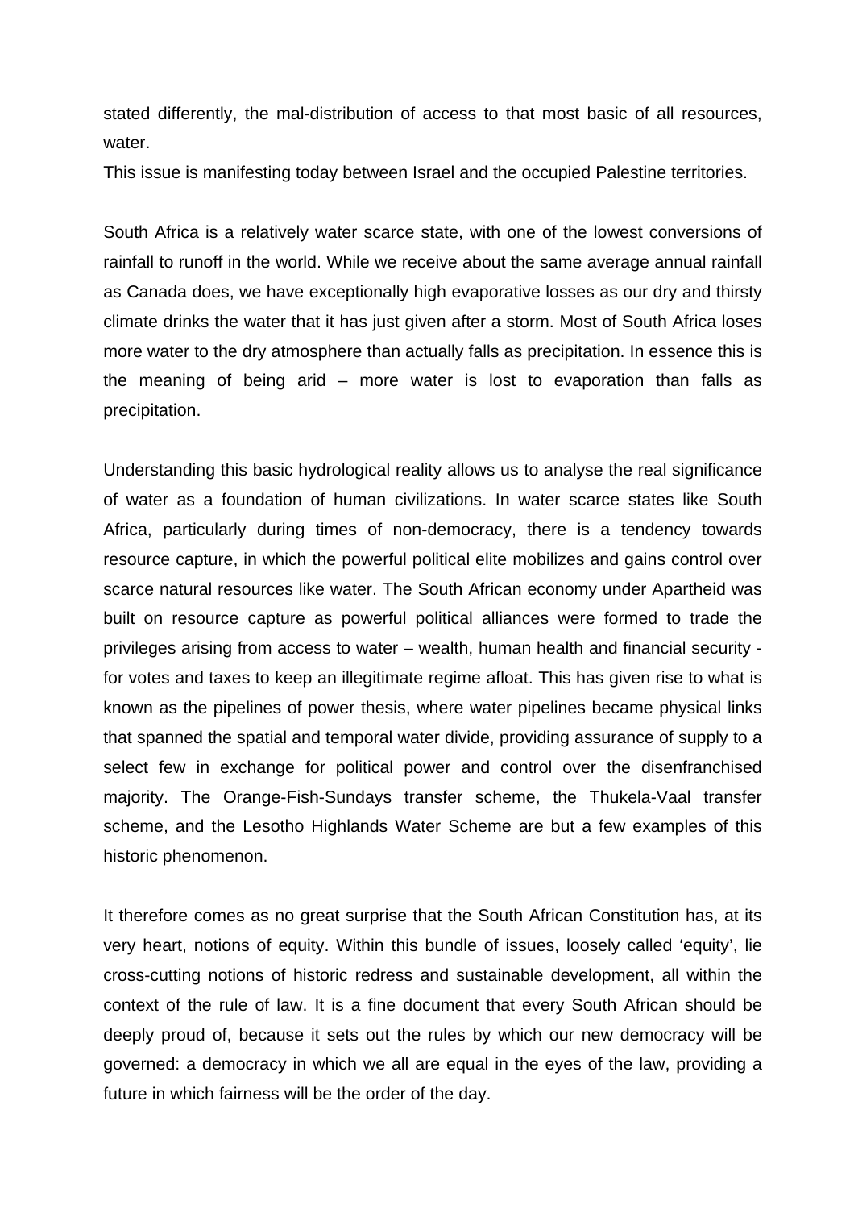stated differently, the mal-distribution of access to that most basic of all resources, water.
This issue is manifesting today between Israel and the occupied Palestine territories.

South Africa is a relatively water scarce state, with one of the lowest conversions of rainfall to runoff in the world. While we receive about the same average annual rainfall as Canada does, we have exceptionally high evaporative losses as our dry and thirsty climate drinks the water that it has just given after a storm. Most of South Africa loses more water to the dry atmosphere than actually falls as precipitation. In essence this is the meaning of being arid – more water is lost to evaporation than falls as precipitation.

Understanding this basic hydrological reality allows us to analyse the real significance of water as a foundation of human civilizations. In water scarce states like South Africa, particularly during times of non-democracy, there is a tendency towards resource capture, in which the powerful political elite mobilizes and gains control over scarce natural resources like water. The South African economy under Apartheid was built on resource capture as powerful political alliances were formed to trade the privileges arising from access to water – wealth, human health and financial security - for votes and taxes to keep an illegitimate regime afloat. This has given rise to what is known as the pipelines of power thesis, where water pipelines became physical links that spanned the spatial and temporal water divide, providing assurance of supply to a select few in exchange for political power and control over the disenfranchised majority. The Orange-Fish-Sundays transfer scheme, the Thukela-Vaal transfer scheme, and the Lesotho Highlands Water Scheme are but a few examples of this historic phenomenon.

It therefore comes as no great surprise that the South African Constitution has, at its very heart, notions of equity. Within this bundle of issues, loosely called 'equity', lie cross-cutting notions of historic redress and sustainable development, all within the context of the rule of law. It is a fine document that every South African should be deeply proud of, because it sets out the rules by which our new democracy will be governed: a democracy in which we all are equal in the eyes of the law, providing a future in which fairness will be the order of the day.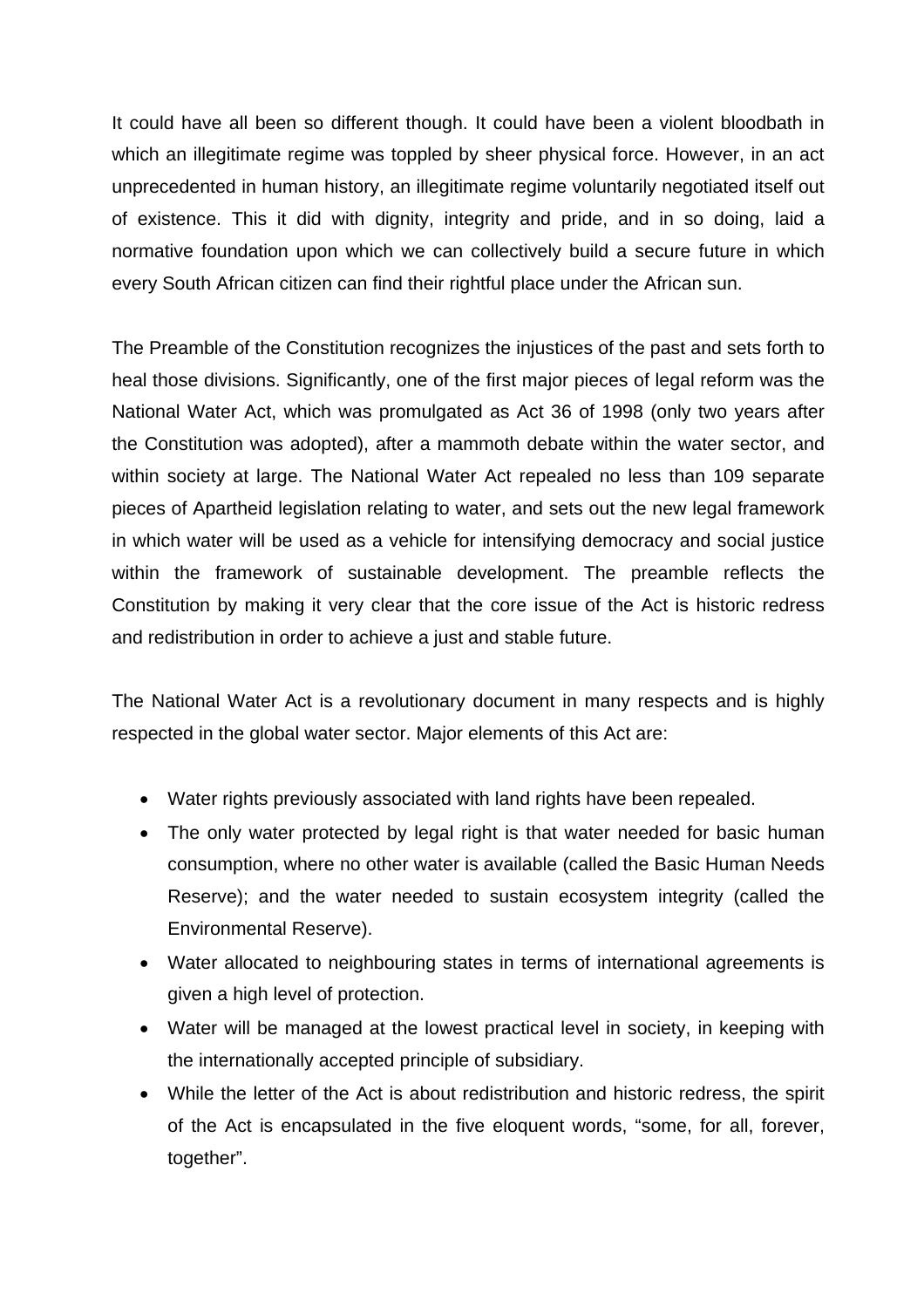It could have all been so different though. It could have been a violent bloodbath in which an illegitimate regime was toppled by sheer physical force. However, in an act unprecedented in human history, an illegitimate regime voluntarily negotiated itself out of existence. This it did with dignity, integrity and pride, and in so doing, laid a normative foundation upon which we can collectively build a secure future in which every South African citizen can find their rightful place under the African sun.

The Preamble of the Constitution recognizes the injustices of the past and sets forth to heal those divisions. Significantly, one of the first major pieces of legal reform was the National Water Act, which was promulgated as Act 36 of 1998 (only two years after the Constitution was adopted), after a mammoth debate within the water sector, and within society at large. The National Water Act repealed no less than 109 separate pieces of Apartheid legislation relating to water, and sets out the new legal framework in which water will be used as a vehicle for intensifying democracy and social justice within the framework of sustainable development. The preamble reflects the Constitution by making it very clear that the core issue of the Act is historic redress and redistribution in order to achieve a just and stable future.

The National Water Act is a revolutionary document in many respects and is highly respected in the global water sector. Major elements of this Act are:

- Water rights previously associated with land rights have been repealed.
- The only water protected by legal right is that water needed for basic human consumption, where no other water is available (called the Basic Human Needs Reserve); and the water needed to sustain ecosystem integrity (called the Environmental Reserve).
- Water allocated to neighbouring states in terms of international agreements is given a high level of protection.
- Water will be managed at the lowest practical level in society, in keeping with the internationally accepted principle of subsidiary.
- While the letter of the Act is about redistribution and historic redress, the spirit of the Act is encapsulated in the five eloquent words, “some, for all, forever, together”.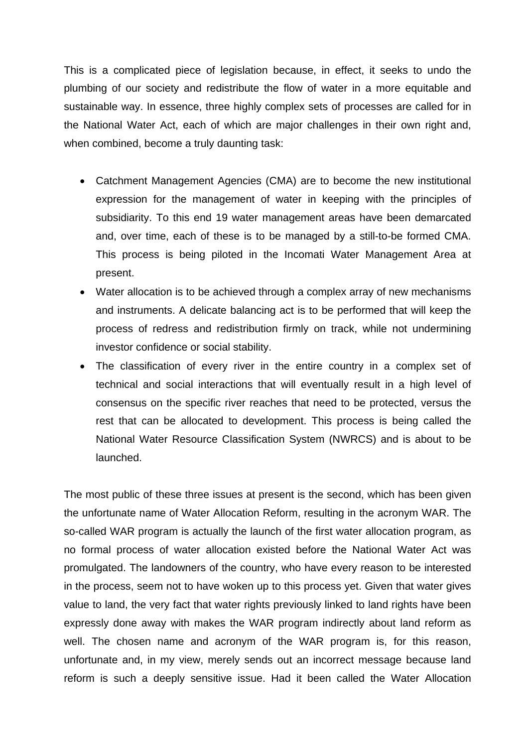This is a complicated piece of legislation because, in effect, it seeks to undo the plumbing of our society and redistribute the flow of water in a more equitable and sustainable way. In essence, three highly complex sets of processes are called for in the National Water Act, each of which are major challenges in their own right and, when combined, become a truly daunting task:

- Catchment Management Agencies (CMA) are to become the new institutional expression for the management of water in keeping with the principles of subsidiarity. To this end 19 water management areas have been demarcated and, over time, each of these is to be managed by a still-to-be formed CMA. This process is being piloted in the Incomati Water Management Area at present.
- Water allocation is to be achieved through a complex array of new mechanisms and instruments. A delicate balancing act is to be performed that will keep the process of redress and redistribution firmly on track, while not undermining investor confidence or social stability.
- The classification of every river in the entire country in a complex set of technical and social interactions that will eventually result in a high level of consensus on the specific river reaches that need to be protected, versus the rest that can be allocated to development. This process is being called the National Water Resource Classification System (NWRCS) and is about to be launched.

The most public of these three issues at present is the second, which has been given the unfortunate name of Water Allocation Reform, resulting in the acronym WAR. The so-called WAR program is actually the launch of the first water allocation program, as no formal process of water allocation existed before the National Water Act was promulgated. The landowners of the country, who have every reason to be interested in the process, seem not to have woken up to this process yet. Given that water gives value to land, the very fact that water rights previously linked to land rights have been expressly done away with makes the WAR program indirectly about land reform as well. The chosen name and acronym of the WAR program is, for this reason, unfortunate and, in my view, merely sends out an incorrect message because land reform is such a deeply sensitive issue. Had it been called the Water Allocation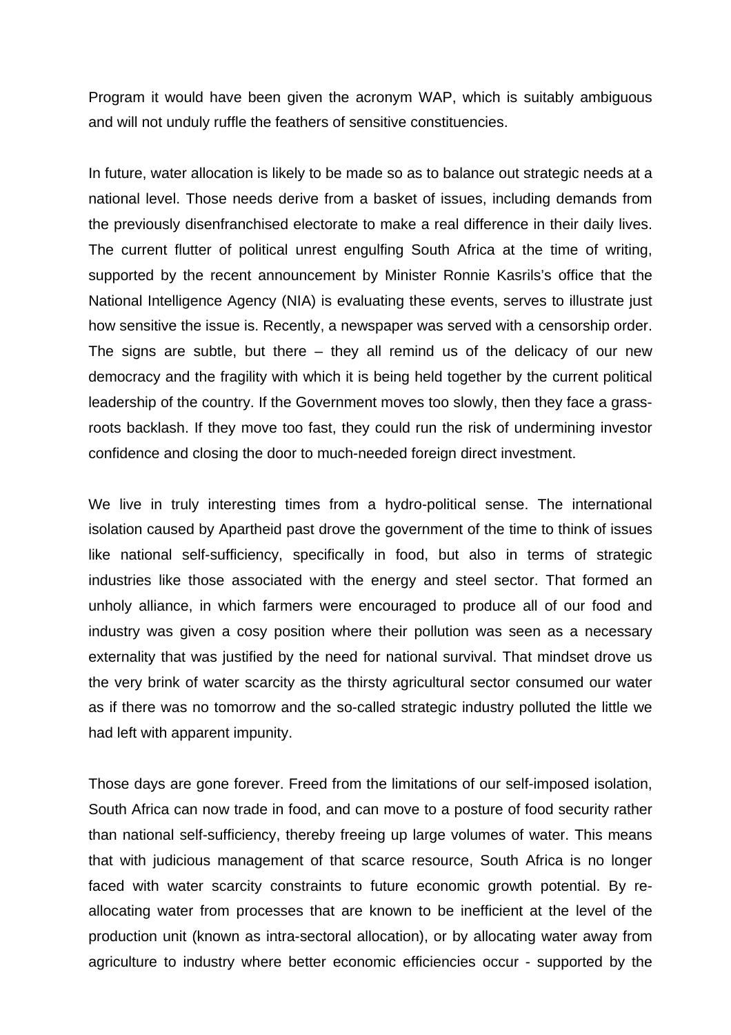Program it would have been given the acronym WAP, which is suitably ambiguous and will not unduly ruffle the feathers of sensitive constituencies.

In future, water allocation is likely to be made so as to balance out strategic needs at a national level. Those needs derive from a basket of issues, including demands from the previously disenfranchised electorate to make a real difference in their daily lives. The current flutter of political unrest engulfing South Africa at the time of writing, supported by the recent announcement by Minister Ronnie Kasrils's office that the National Intelligence Agency (NIA) is evaluating these events, serves to illustrate just how sensitive the issue is. Recently, a newspaper was served with a censorship order. The signs are subtle, but there – they all remind us of the delicacy of our new democracy and the fragility with which it is being held together by the current political leadership of the country. If the Government moves too slowly, then they face a grass-roots backlash. If they move too fast, they could run the risk of undermining investor confidence and closing the door to much-needed foreign direct investment.

We live in truly interesting times from a hydro-political sense. The international isolation caused by Apartheid past drove the government of the time to think of issues like national self-sufficiency, specifically in food, but also in terms of strategic industries like those associated with the energy and steel sector. That formed an unholy alliance, in which farmers were encouraged to produce all of our food and industry was given a cosy position where their pollution was seen as a necessary externality that was justified by the need for national survival. That mindset drove us the very brink of water scarcity as the thirsty agricultural sector consumed our water as if there was no tomorrow and the so-called strategic industry polluted the little we had left with apparent impunity.

Those days are gone forever. Freed from the limitations of our self-imposed isolation, South Africa can now trade in food, and can move to a posture of food security rather than national self-sufficiency, thereby freeing up large volumes of water. This means that with judicious management of that scarce resource, South Africa is no longer faced with water scarcity constraints to future economic growth potential. By re-allocating water from processes that are known to be inefficient at the level of the production unit (known as intra-sectoral allocation), or by allocating water away from agriculture to industry where better economic efficiencies occur - supported by the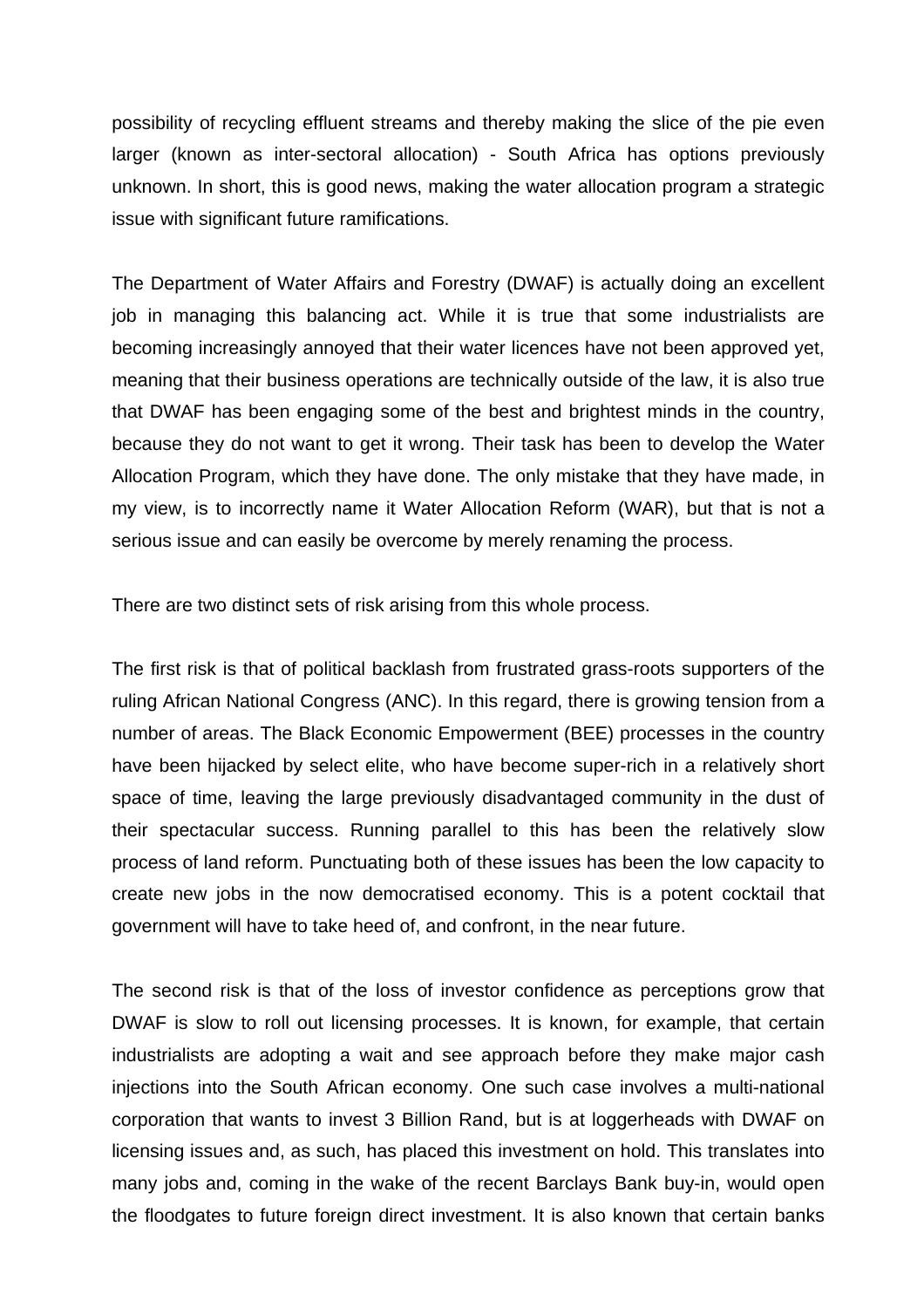possibility of recycling effluent streams and thereby making the slice of the pie even larger (known as inter-sectoral allocation) - South Africa has options previously unknown. In short, this is good news, making the water allocation program a strategic issue with significant future ramifications.

The Department of Water Affairs and Forestry (DWAF) is actually doing an excellent job in managing this balancing act. While it is true that some industrialists are becoming increasingly annoyed that their water licences have not been approved yet, meaning that their business operations are technically outside of the law, it is also true that DWAF has been engaging some of the best and brightest minds in the country, because they do not want to get it wrong. Their task has been to develop the Water Allocation Program, which they have done. The only mistake that they have made, in my view, is to incorrectly name it Water Allocation Reform (WAR), but that is not a serious issue and can easily be overcome by merely renaming the process.

There are two distinct sets of risk arising from this whole process.

The first risk is that of political backlash from frustrated grass-roots supporters of the ruling African National Congress (ANC). In this regard, there is growing tension from a number of areas. The Black Economic Empowerment (BEE) processes in the country have been hijacked by select elite, who have become super-rich in a relatively short space of time, leaving the large previously disadvantaged community in the dust of their spectacular success. Running parallel to this has been the relatively slow process of land reform. Punctuating both of these issues has been the low capacity to create new jobs in the now democratised economy. This is a potent cocktail that government will have to take heed of, and confront, in the near future.

The second risk is that of the loss of investor confidence as perceptions grow that DWAF is slow to roll out licensing processes. It is known, for example, that certain industrialists are adopting a wait and see approach before they make major cash injections into the South African economy. One such case involves a multi-national corporation that wants to invest 3 Billion Rand, but is at loggerheads with DWAF on licensing issues and, as such, has placed this investment on hold. This translates into many jobs and, coming in the wake of the recent Barclays Bank buy-in, would open the floodgates to future foreign direct investment. It is also known that certain banks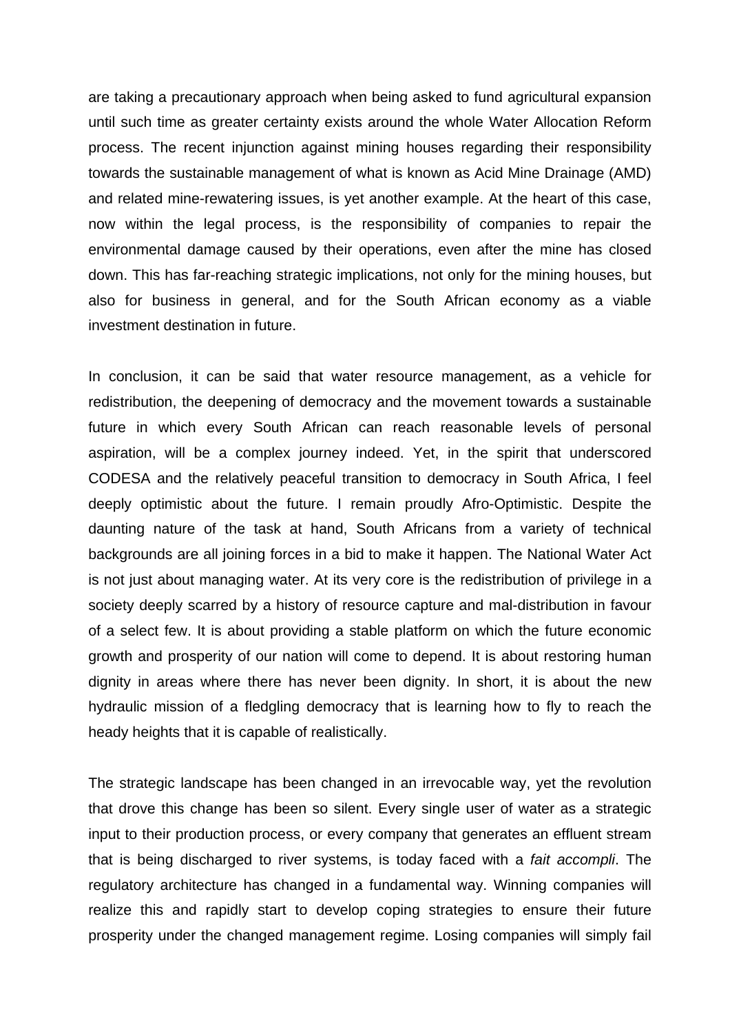are taking a precautionary approach when being asked to fund agricultural expansion until such time as greater certainty exists around the whole Water Allocation Reform process. The recent injunction against mining houses regarding their responsibility towards the sustainable management of what is known as Acid Mine Drainage (AMD) and related mine-rewatering issues, is yet another example. At the heart of this case, now within the legal process, is the responsibility of companies to repair the environmental damage caused by their operations, even after the mine has closed down. This has far-reaching strategic implications, not only for the mining houses, but also for business in general, and for the South African economy as a viable investment destination in future.

In conclusion, it can be said that water resource management, as a vehicle for redistribution, the deepening of democracy and the movement towards a sustainable future in which every South African can reach reasonable levels of personal aspiration, will be a complex journey indeed. Yet, in the spirit that underscored CODESA and the relatively peaceful transition to democracy in South Africa, I feel deeply optimistic about the future. I remain proudly Afro-Optimistic. Despite the daunting nature of the task at hand, South Africans from a variety of technical backgrounds are all joining forces in a bid to make it happen. The National Water Act is not just about managing water. At its very core is the redistribution of privilege in a society deeply scarred by a history of resource capture and mal-distribution in favour of a select few. It is about providing a stable platform on which the future economic growth and prosperity of our nation will come to depend. It is about restoring human dignity in areas where there has never been dignity. In short, it is about the new hydraulic mission of a fledgling democracy that is learning how to fly to reach the heady heights that it is capable of realistically.

The strategic landscape has been changed in an irrevocable way, yet the revolution that drove this change has been so silent. Every single user of water as a strategic input to their production process, or every company that generates an effluent stream that is being discharged to river systems, is today faced with a *fait accompli*. The regulatory architecture has changed in a fundamental way. Winning companies will realize this and rapidly start to develop coping strategies to ensure their future prosperity under the changed management regime. Losing companies will simply fail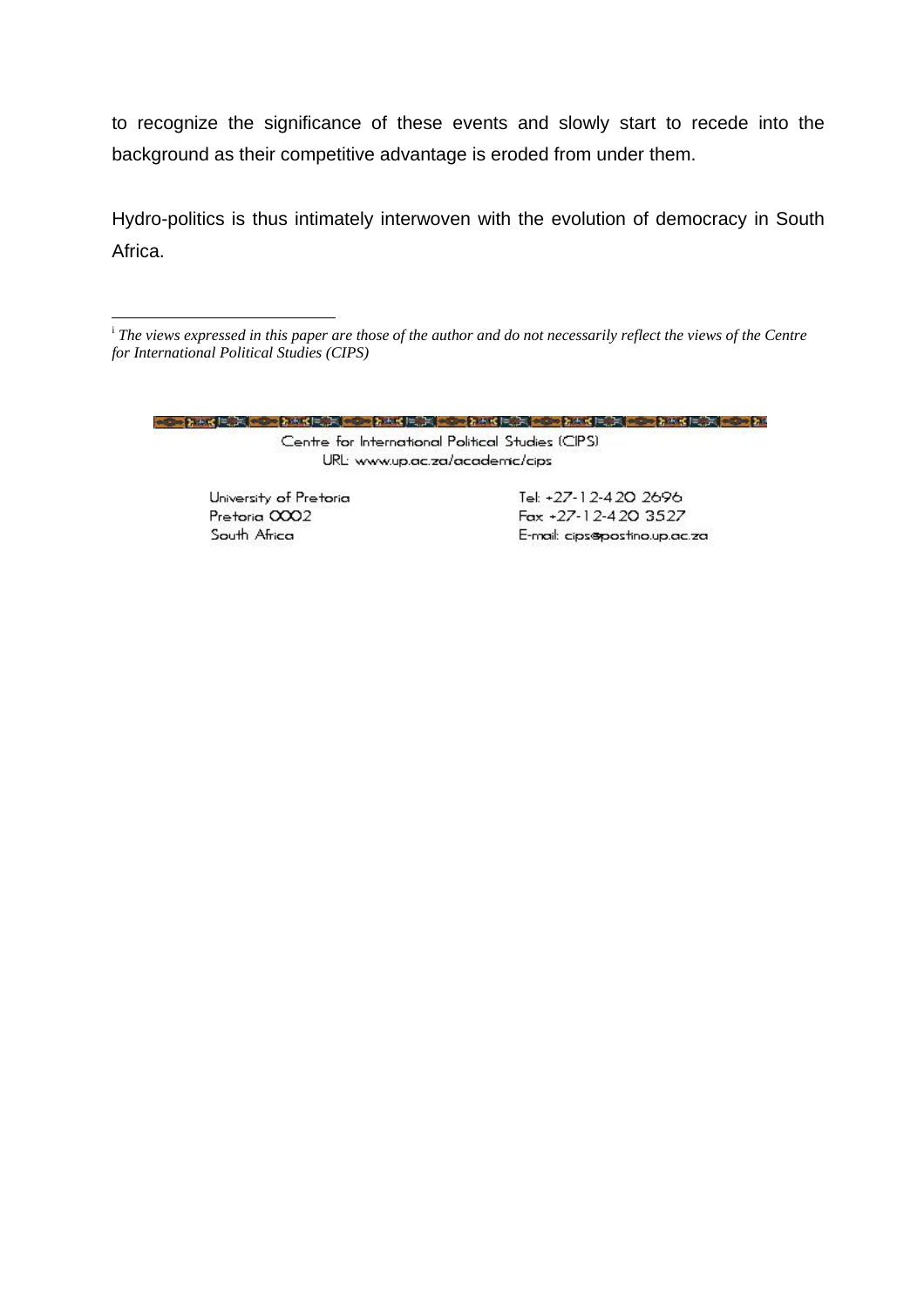to recognize the significance of these events and slowly start to recede into the background as their competitive advantage is eroded from under them.

Hydro-politics is thus intimately interwoven with the evolution of democracy in South Africa.

---

[i] *The views expressed in this paper are those of the author and do not necessarily reflect the views of the Centre for International Political Studies (CIPS)*

Centre for International Political Studies (CIPS)
URL: www.up.ac.za/academic/cips

University of Pretoria
Pretoria 0002
South Africa

Tel: +27-12-420 2696
Fax: +27-12-420 3527
E-mail: cips@postino.up.ac.za